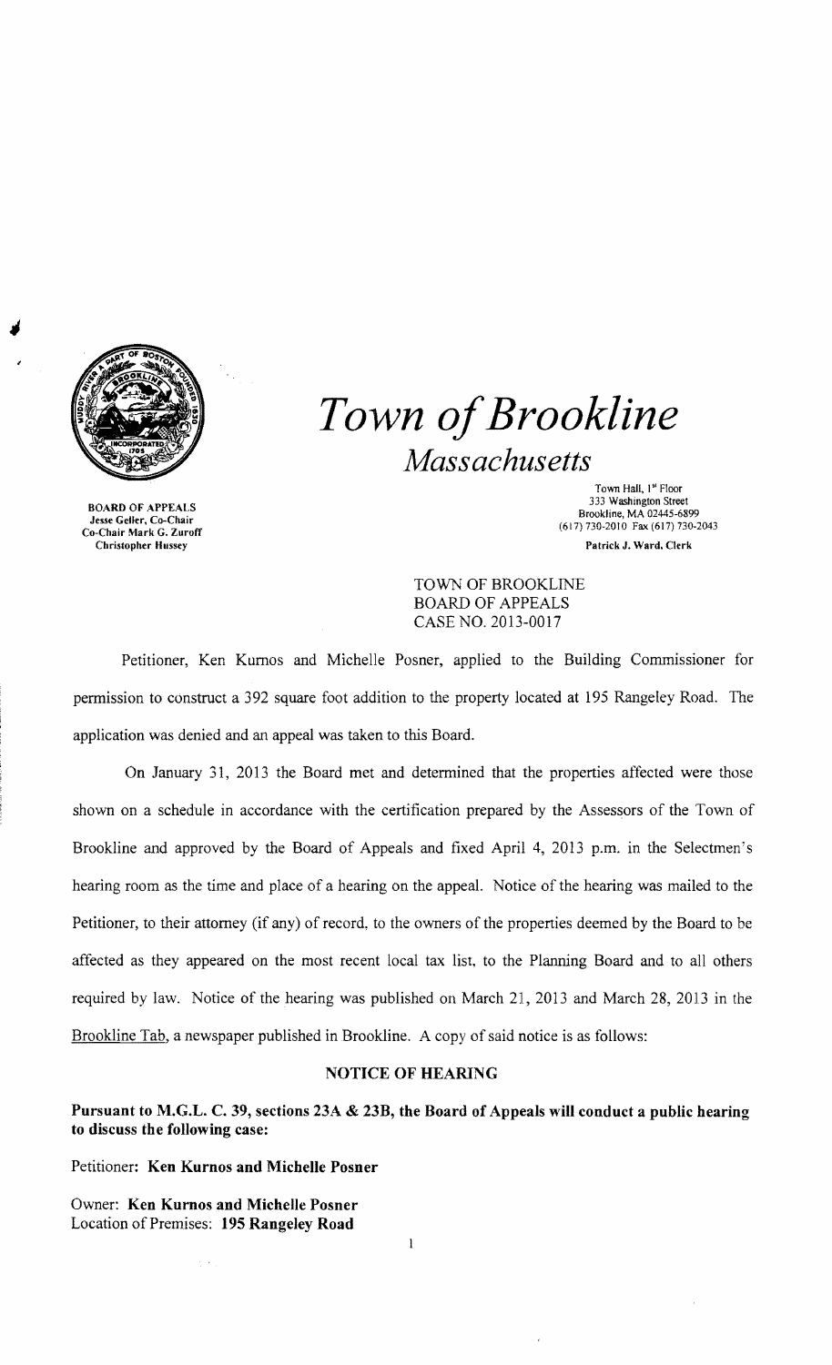# *Town of Brookline*

## *Massachusetts*

BOARD OF APPEALS
Jesse Geller, Co-Chair
Co-Chair Mark G. Zuroff
Christopher Hussey

Town Hall, 1st Floor
333 Washington Street
Brookline, MA 02445-6899
(617) 730-2010 Fax (617) 730-2043
Patrick J. Ward, Clerk

TOWN OF BROOKLINE
BOARD OF APPEALS
CASE NO. 2013-0017

Petitioner, Ken Kurnos and Michelle Posner, applied to the Building Commissioner for permission to construct a 392 square foot addition to the property located at 195 Rangeley Road. The application was denied and an appeal was taken to this Board.

On January 31, 2013 the Board met and determined that the properties affected were those shown on a schedule in accordance with the certification prepared by the Assessors of the Town of Brookline and approved by the Board of Appeals and fixed April 4, 2013 p.m. in the Selectmen's hearing room as the time and place of a hearing on the appeal. Notice of the hearing was mailed to the Petitioner, to their attorney (if any) of record, to the owners of the properties deemed by the Board to be affected as they appeared on the most recent local tax list, to the Planning Board and to all others required by law. Notice of the hearing was published on March 21, 2013 and March 28, 2013 in the Brookline Tab, a newspaper published in Brookline. A copy of said notice is as follows:

### NOTICE OF HEARING

**Pursuant to M.G.L. C. 39, sections 23A & 23B, the Board of Appeals will conduct a public hearing to discuss the following case:**

Petitioner: **Ken Kurnos and Michelle Posner**

Owner: **Ken Kurnos and Michelle Posner**
Location of Premises: **195 Rangeley Road**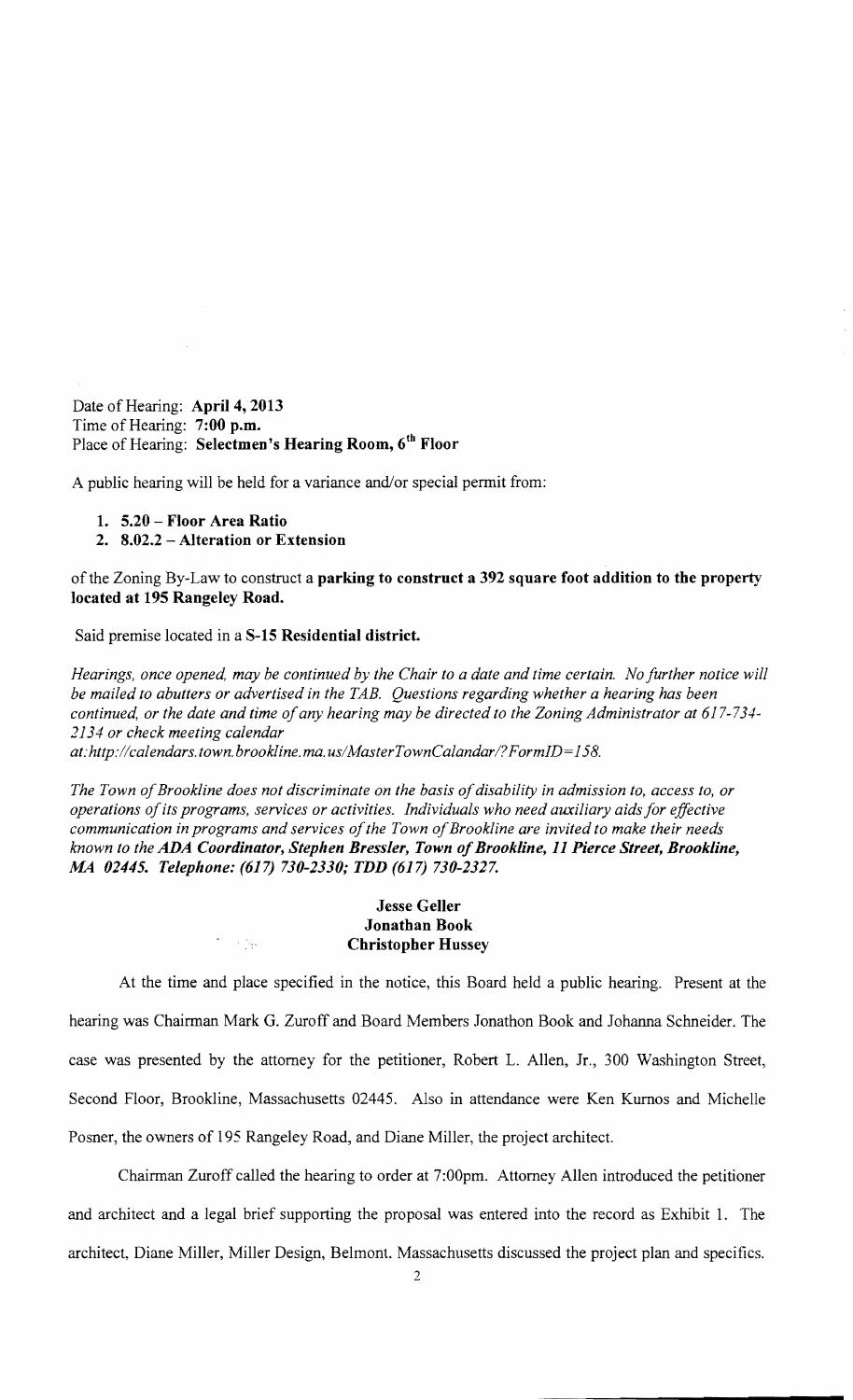Date of Hearing: **April 4, 2013**
Time of Hearing: **7:00 p.m.**
Place of Hearing: **Selectmen's Hearing Room, 6th Floor**

A public hearing will be held for a variance and/or special permit from:

1. **5.20 – Floor Area Ratio**
2. **8.02.2 – Alteration or Extension**

of the Zoning By-Law to construct a **parking to construct a 392 square foot addition to the property located at 195 Rangeley Road.**

Said premise located in a **S-15 Residential district.**

*Hearings, once opened, may be continued by the Chair to a date and time certain. No further notice will be mailed to abutters or advertised in the TAB. Questions regarding whether a hearing has been continued, or the date and time of any hearing may be directed to the Zoning Administrator at 617-734-2134 or check meeting calendar at: http://calendars.town.brookline.ma.us/MasterTownCalandar/?FormID=158.*

*The Town of Brookline does not discriminate on the basis of disability in admission to, access to, or operations of its programs, services or activities. Individuals who need auxiliary aids for effective communication in programs and services of the Town of Brookline are invited to make their needs known to the* ***ADA Coordinator, Stephen Bressler, Town of Brookline, 11 Pierce Street, Brookline, MA 02445. Telephone: (617) 730-2330; TDD (617) 730-2327.***

**Jesse Geller**
**Jonathan Book**
**Christopher Hussey**

At the time and place specified in the notice, this Board held a public hearing. Present at the hearing was Chairman Mark G. Zuroff and Board Members Jonathon Book and Johanna Schneider. The case was presented by the attorney for the petitioner, Robert L. Allen, Jr., 300 Washington Street, Second Floor, Brookline, Massachusetts 02445. Also in attendance were Ken Kurnos and Michelle Posner, the owners of 195 Rangeley Road, and Diane Miller, the project architect.

Chairman Zuroff called the hearing to order at 7:00pm. Attorney Allen introduced the petitioner and architect and a legal brief supporting the proposal was entered into the record as Exhibit 1. The architect, Diane Miller, Miller Design, Belmont, Massachusetts discussed the project plan and specifics.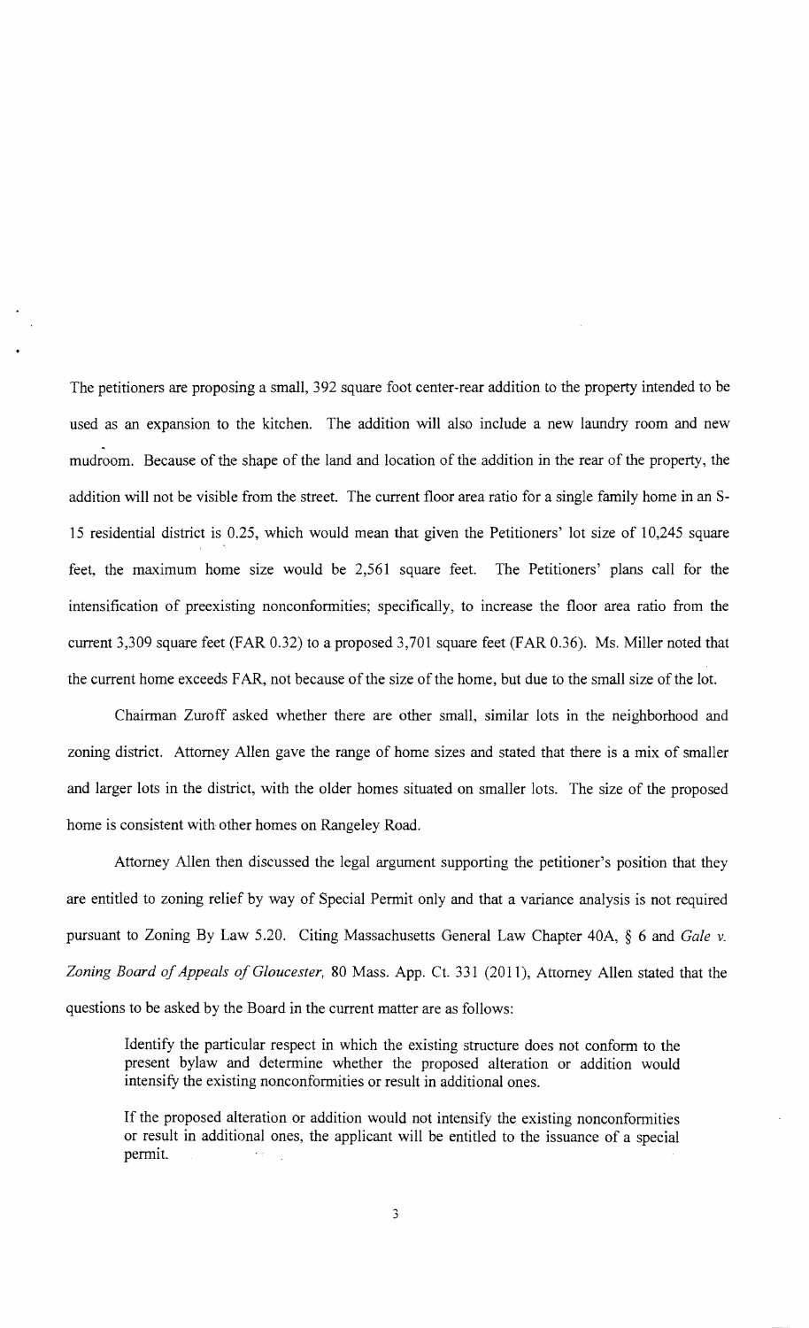The petitioners are proposing a small, 392 square foot center-rear addition to the property intended to be used as an expansion to the kitchen. The addition will also include a new laundry room and new mudroom. Because of the shape of the land and location of the addition in the rear of the property, the addition will not be visible from the street. The current floor area ratio for a single family home in an S-15 residential district is 0.25, which would mean that given the Petitioners' lot size of 10,245 square feet, the maximum home size would be 2,561 square feet. The Petitioners' plans call for the intensification of preexisting nonconformities; specifically, to increase the floor area ratio from the current 3,309 square feet (FAR 0.32) to a proposed 3,701 square feet (FAR 0.36). Ms. Miller noted that the current home exceeds FAR, not because of the size of the home, but due to the small size of the lot.

Chairman Zuroff asked whether there are other small, similar lots in the neighborhood and zoning district. Attorney Allen gave the range of home sizes and stated that there is a mix of smaller and larger lots in the district, with the older homes situated on smaller lots. The size of the proposed home is consistent with other homes on Rangeley Road.

Attorney Allen then discussed the legal argument supporting the petitioner's position that they are entitled to zoning relief by way of Special Permit only and that a variance analysis is not required pursuant to Zoning By Law 5.20. Citing Massachusetts General Law Chapter 40A, § 6 and *Gale v. Zoning Board of Appeals of Gloucester,* 80 Mass. App. Ct. 331 (2011), Attorney Allen stated that the questions to be asked by the Board in the current matter are as follows:

> Identify the particular respect in which the existing structure does not conform to the present bylaw and determine whether the proposed alteration or addition would intensify the existing nonconformities or result in additional ones.
>
> If the proposed alteration or addition would not intensify the existing nonconformities or result in additional ones, the applicant will be entitled to the issuance of a special permit.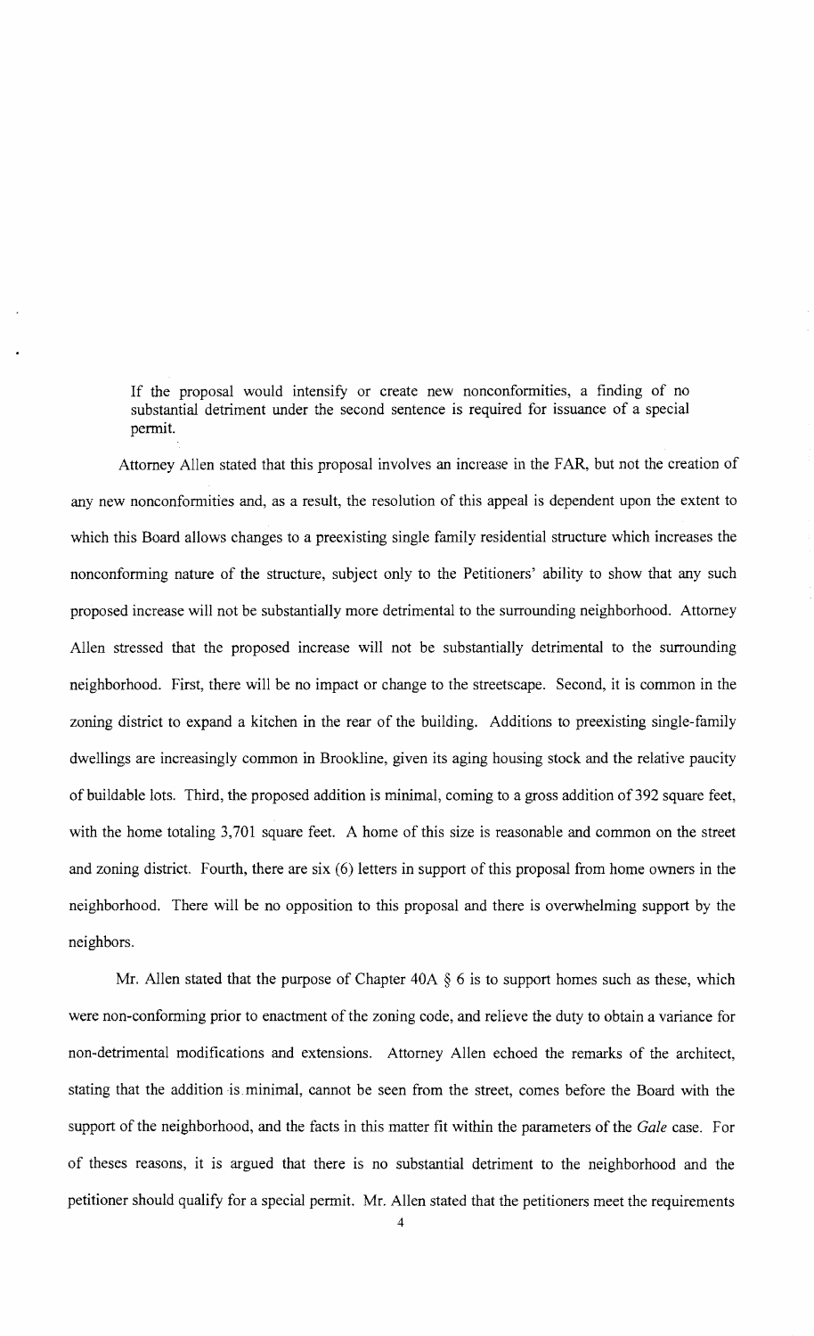If the proposal would intensify or create new nonconformities, a finding of no substantial detriment under the second sentence is required for issuance of a special permit.

Attorney Allen stated that this proposal involves an increase in the FAR, but not the creation of any new nonconformities and, as a result, the resolution of this appeal is dependent upon the extent to which this Board allows changes to a preexisting single family residential structure which increases the nonconforming nature of the structure, subject only to the Petitioners' ability to show that any such proposed increase will not be substantially more detrimental to the surrounding neighborhood. Attorney Allen stressed that the proposed increase will not be substantially detrimental to the surrounding neighborhood. First, there will be no impact or change to the streetscape. Second, it is common in the zoning district to expand a kitchen in the rear of the building. Additions to preexisting single-family dwellings are increasingly common in Brookline, given its aging housing stock and the relative paucity of buildable lots. Third, the proposed addition is minimal, coming to a gross addition of 392 square feet, with the home totaling 3,701 square feet. A home of this size is reasonable and common on the street and zoning district. Fourth, there are six (6) letters in support of this proposal from home owners in the neighborhood. There will be no opposition to this proposal and there is overwhelming support by the neighbors.

Mr. Allen stated that the purpose of Chapter 40A § 6 is to support homes such as these, which were non-conforming prior to enactment of the zoning code, and relieve the duty to obtain a variance for non-detrimental modifications and extensions. Attorney Allen echoed the remarks of the architect, stating that the addition is minimal, cannot be seen from the street, comes before the Board with the support of the neighborhood, and the facts in this matter fit within the parameters of the *Gale* case. For of theses reasons, it is argued that there is no substantial detriment to the neighborhood and the petitioner should qualify for a special permit. Mr. Allen stated that the petitioners meet the requirements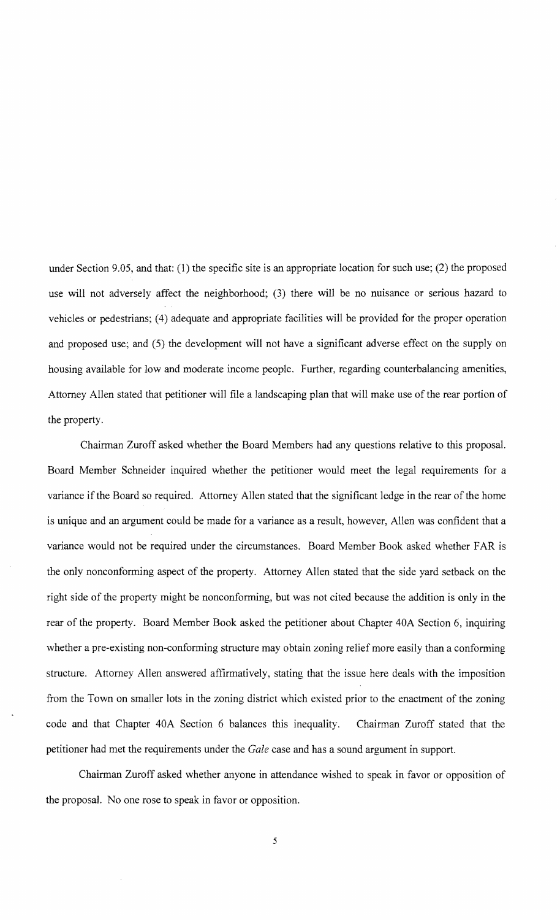under Section 9.05, and that: (1) the specific site is an appropriate location for such use; (2) the proposed use will not adversely affect the neighborhood; (3) there will be no nuisance or serious hazard to vehicles or pedestrians; (4) adequate and appropriate facilities will be provided for the proper operation and proposed use; and (5) the development will not have a significant adverse effect on the supply on housing available for low and moderate income people. Further, regarding counterbalancing amenities, Attorney Allen stated that petitioner will file a landscaping plan that will make use of the rear portion of the property.

Chairman Zuroff asked whether the Board Members had any questions relative to this proposal. Board Member Schneider inquired whether the petitioner would meet the legal requirements for a variance if the Board so required. Attorney Allen stated that the significant ledge in the rear of the home is unique and an argument could be made for a variance as a result, however, Allen was confident that a variance would not be required under the circumstances. Board Member Book asked whether FAR is the only nonconforming aspect of the property. Attorney Allen stated that the side yard setback on the right side of the property might be nonconforming, but was not cited because the addition is only in the rear of the property. Board Member Book asked the petitioner about Chapter 40A Section 6, inquiring whether a pre-existing non-conforming structure may obtain zoning relief more easily than a conforming structure. Attorney Allen answered affirmatively, stating that the issue here deals with the imposition from the Town on smaller lots in the zoning district which existed prior to the enactment of the zoning code and that Chapter 40A Section 6 balances this inequality. Chairman Zuroff stated that the petitioner had met the requirements under the *Gale* case and has a sound argument in support.

Chairman Zuroff asked whether anyone in attendance wished to speak in favor or opposition of the proposal. No one rose to speak in favor or opposition.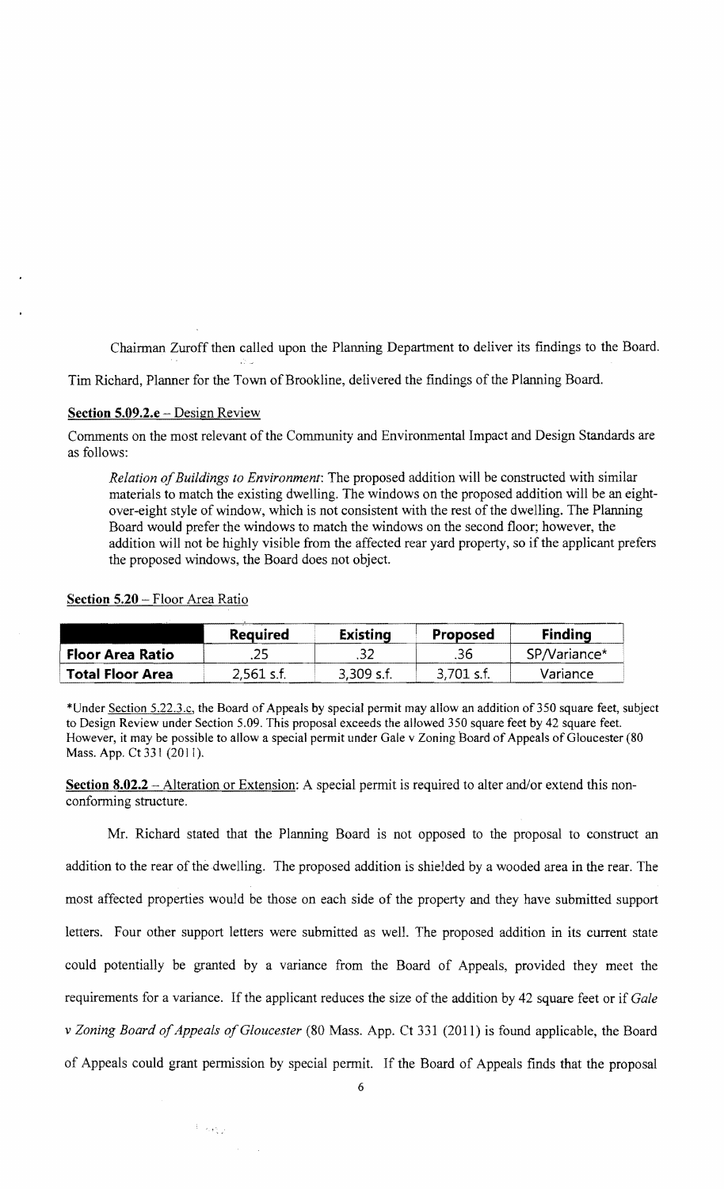Chairman Zuroff then called upon the Planning Department to deliver its findings to the Board.

Tim Richard, Planner for the Town of Brookline, delivered the findings of the Planning Board.

**Section 5.09.2.e** – Design Review

Comments on the most relevant of the Community and Environmental Impact and Design Standards are as follows:

> *Relation of Buildings to Environment*: The proposed addition will be constructed with similar materials to match the existing dwelling. The windows on the proposed addition will be an eight-over-eight style of window, which is not consistent with the rest of the dwelling. The Planning Board would prefer the windows to match the windows on the second floor; however, the addition will not be highly visible from the affected rear yard property, so if the applicant prefers the proposed windows, the Board does not object.

**Section 5.20** – Floor Area Ratio

| | Required | Existing | Proposed | Finding |
|---|---|---|---|---|
| **Floor Area Ratio** | .25 | .32 | .36 | SP/Variance* |
| **Total Floor Area** | 2,561 s.f. | 3,309 s.f. | 3,701 s.f. | Variance |

*Under Section 5.22.3.c, the Board of Appeals by special permit may allow an addition of 350 square feet, subject to Design Review under Section 5.09. This proposal exceeds the allowed 350 square feet by 42 square feet. However, it may be possible to allow a special permit under Gale v Zoning Board of Appeals of Gloucester (80 Mass. App. Ct 331 (2011).

**Section 8.02.2** – Alteration or Extension: A special permit is required to alter and/or extend this non-conforming structure.

Mr. Richard stated that the Planning Board is not opposed to the proposal to construct an addition to the rear of the dwelling. The proposed addition is shielded by a wooded area in the rear. The most affected properties would be those on each side of the property and they have submitted support letters. Four other support letters were submitted as well. The proposed addition in its current state could potentially be granted by a variance from the Board of Appeals, provided they meet the requirements for a variance. If the applicant reduces the size of the addition by 42 square feet or if *Gale v Zoning Board of Appeals of Gloucester* (80 Mass. App. Ct 331 (2011) is found applicable, the Board of Appeals could grant permission by special permit. If the Board of Appeals finds that the proposal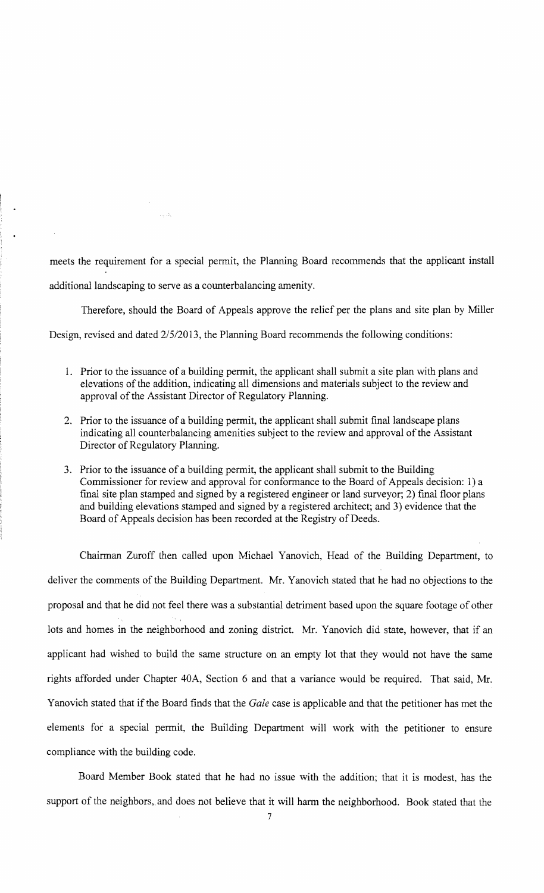meets the requirement for a special permit, the Planning Board recommends that the applicant install additional landscaping to serve as a counterbalancing amenity.

Therefore, should the Board of Appeals approve the relief per the plans and site plan by Miller Design, revised and dated 2/5/2013, the Planning Board recommends the following conditions:

1. Prior to the issuance of a building permit, the applicant shall submit a site plan with plans and elevations of the addition, indicating all dimensions and materials subject to the review and approval of the Assistant Director of Regulatory Planning.

2. Prior to the issuance of a building permit, the applicant shall submit final landscape plans indicating all counterbalancing amenities subject to the review and approval of the Assistant Director of Regulatory Planning.

3. Prior to the issuance of a building permit, the applicant shall submit to the Building Commissioner for review and approval for conformance to the Board of Appeals decision: 1) a final site plan stamped and signed by a registered engineer or land surveyor; 2) final floor plans and building elevations stamped and signed by a registered architect; and 3) evidence that the Board of Appeals decision has been recorded at the Registry of Deeds.

Chairman Zuroff then called upon Michael Yanovich, Head of the Building Department, to deliver the comments of the Building Department. Mr. Yanovich stated that he had no objections to the proposal and that he did not feel there was a substantial detriment based upon the square footage of other lots and homes in the neighborhood and zoning district. Mr. Yanovich did state, however, that if an applicant had wished to build the same structure on an empty lot that they would not have the same rights afforded under Chapter 40A, Section 6 and that a variance would be required. That said, Mr. Yanovich stated that if the Board finds that the *Gale* case is applicable and that the petitioner has met the elements for a special permit, the Building Department will work with the petitioner to ensure compliance with the building code.

Board Member Book stated that he had no issue with the addition; that it is modest, has the support of the neighbors, and does not believe that it will harm the neighborhood. Book stated that the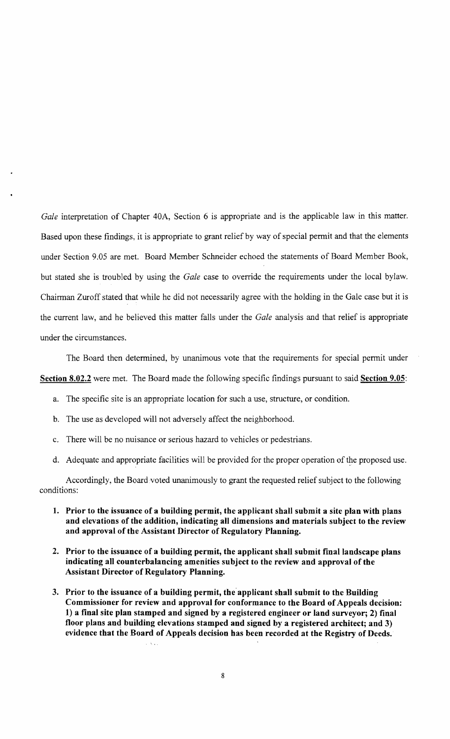*Gale* interpretation of Chapter 40A, Section 6 is appropriate and is the applicable law in this matter. Based upon these findings, it is appropriate to grant relief by way of special permit and that the elements under Section 9.05 are met. Board Member Schneider echoed the statements of Board Member Book, but stated she is troubled by using the *Gale* case to override the requirements under the local bylaw. Chairman Zuroff stated that while he did not necessarily agree with the holding in the Gale case but it is the current law, and he believed this matter falls under the *Gale* analysis and that relief is appropriate under the circumstances.

The Board then determined, by unanimous vote that the requirements for special permit under **Section 8.02.2** were met. The Board made the following specific findings pursuant to said **Section 9.05**:

a. The specific site is an appropriate location for such a use, structure, or condition.

b. The use as developed will not adversely affect the neighborhood.

c. There will be no nuisance or serious hazard to vehicles or pedestrians.

d. Adequate and appropriate facilities will be provided for the proper operation of the proposed use.

Accordingly, the Board voted unanimously to grant the requested relief subject to the following conditions:

1. **Prior to the issuance of a building permit, the applicant shall submit a site plan with plans and elevations of the addition, indicating all dimensions and materials subject to the review and approval of the Assistant Director of Regulatory Planning.**

2. **Prior to the issuance of a building permit, the applicant shall submit final landscape plans indicating all counterbalancing amenities subject to the review and approval of the Assistant Director of Regulatory Planning.**

3. **Prior to the issuance of a building permit, the applicant shall submit to the Building Commissioner for review and approval for conformance to the Board of Appeals decision: 1) a final site plan stamped and signed by a registered engineer or land surveyor; 2) final floor plans and building elevations stamped and signed by a registered architect; and 3) evidence that the Board of Appeals decision has been recorded at the Registry of Deeds.**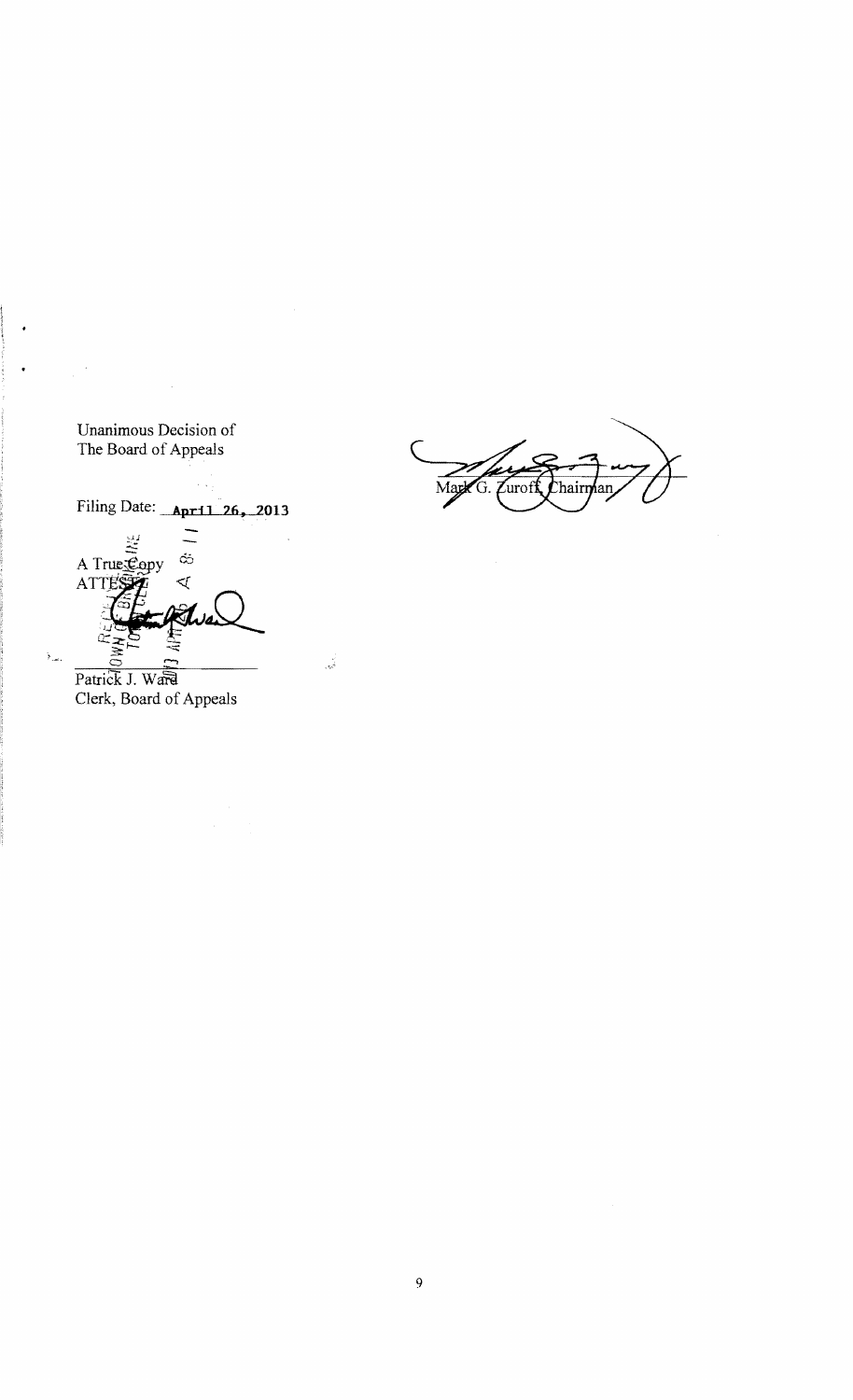Unanimous Decision of
The Board of Appeals

Mark G. Zuroff, Chairman

Filing Date: April 26, 2013

A True Copy
ATTEST:

Patrick J. Ward
Clerk, Board of Appeals